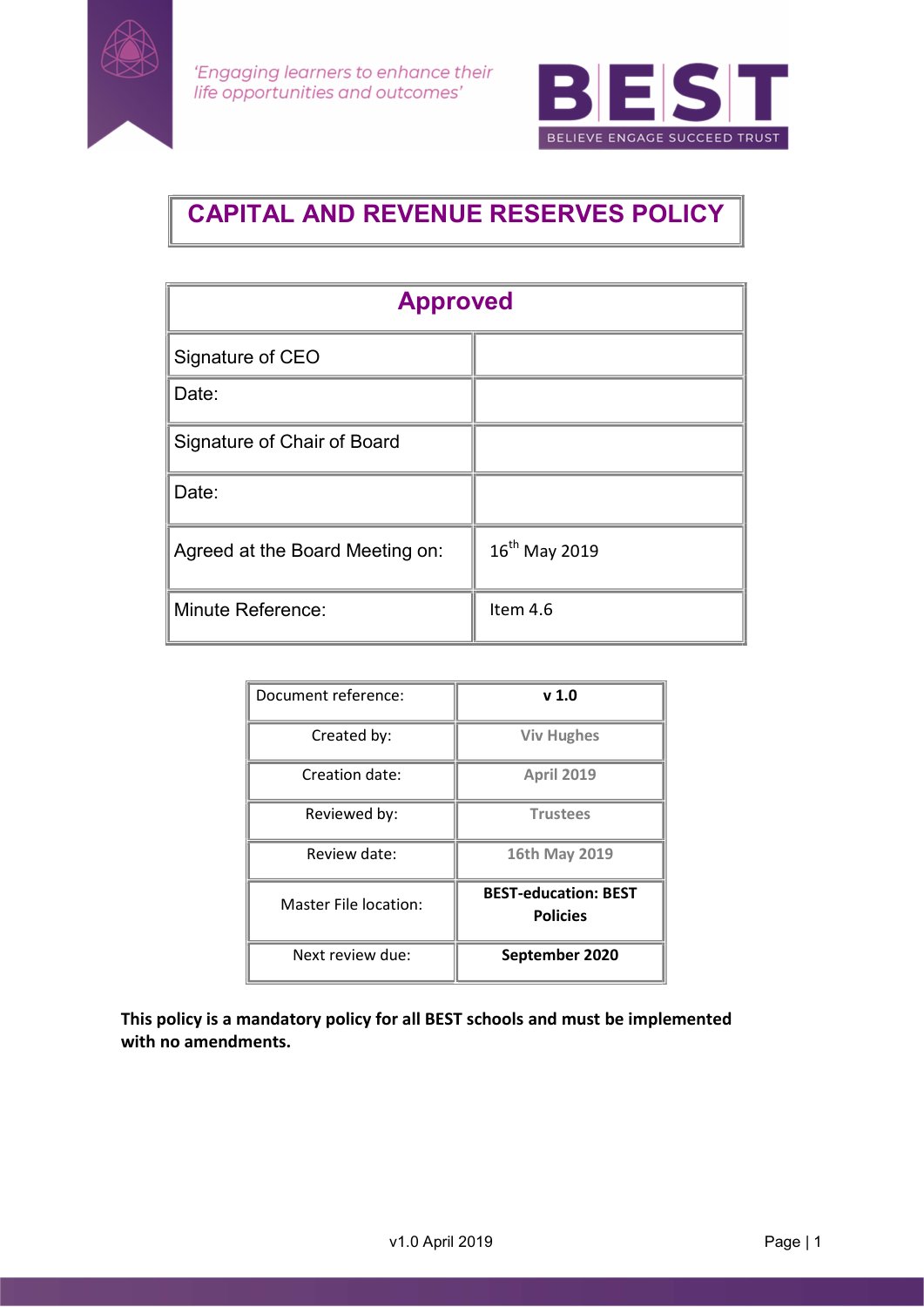*'Engaging learners to enhance their life opportunities and outcomes'*

**BEST**
BELIEVE ENGAGE SUCCEED TRUST

# CAPITAL AND REVENUE RESERVES POLICY

| Approved | |
|---|---|
| Signature of CEO | |
| Date: | |
| Signature of Chair of Board | |
| Date: | |
| Agreed at the Board Meeting on: | 16th May 2019 |
| Minute Reference: | Item 4.6 |

| Document reference: | **v 1.0** |
|---|---|
| Created by: | Viv Hughes |
| Creation date: | April 2019 |
| Reviewed by: | Trustees |
| Review date: | 16th May 2019 |
| Master File location: | **BEST-education: BEST Policies** |
| Next review due: | **September 2020** |

**This policy is a mandatory policy for all BEST schools and must be implemented with no amendments.**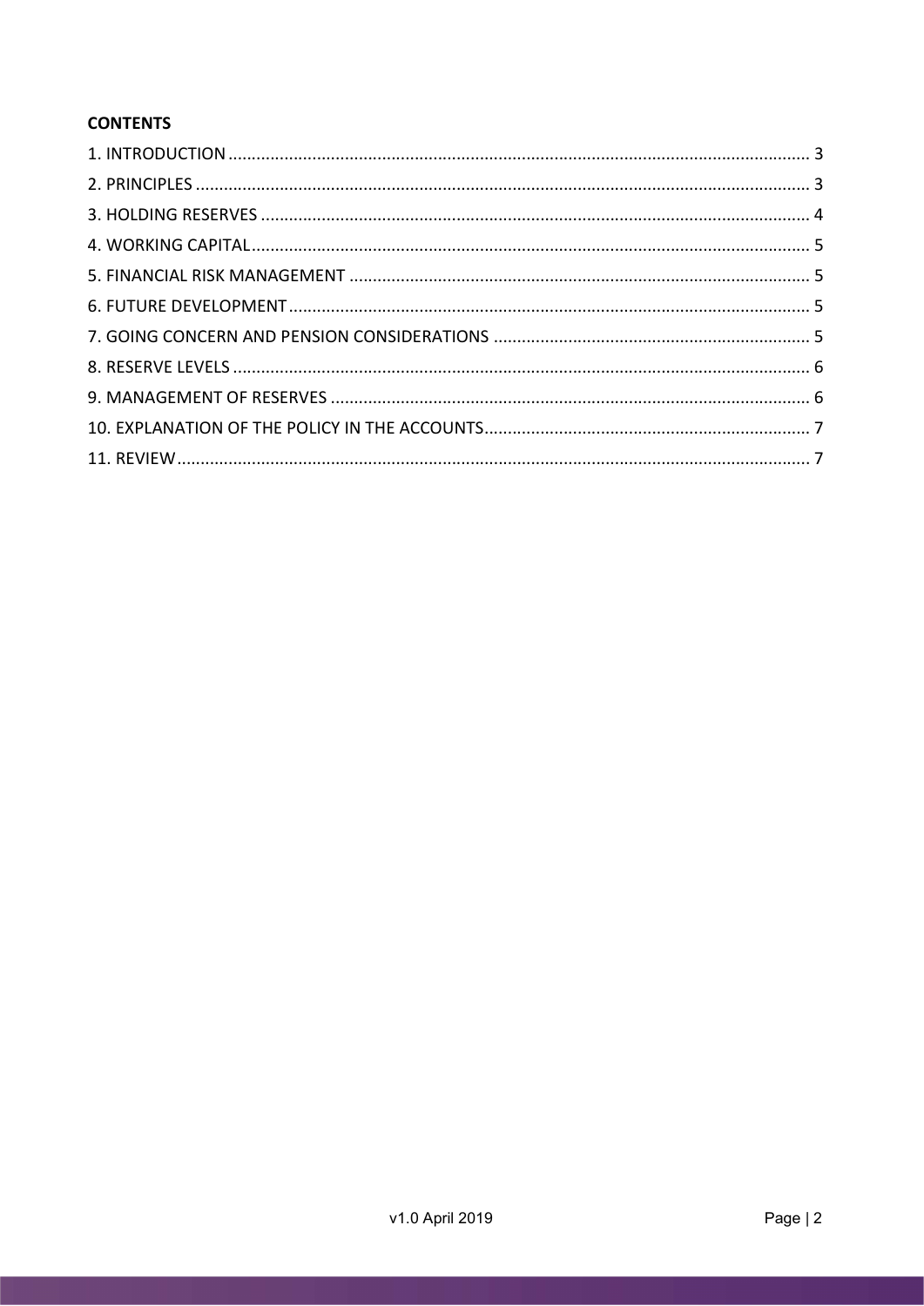**CONTENTS**

1. INTRODUCTION ........................................................................................................................ 3
2. PRINCIPLES ............................................................................................................................... 3
3. HOLDING RESERVES ................................................................................................................. 4
4. WORKING CAPITAL .................................................................................................................... 5
5. FINANCIAL RISK MANAGEMENT .............................................................................................. 5
6. FUTURE DEVELOPMENT ........................................................................................................... 5
7. GOING CONCERN AND PENSION CONSIDERATIONS ............................................................... 5
8. RESERVE LEVELS ....................................................................................................................... 6
9. MANAGEMENT OF RESERVES ................................................................................................... 6
10. EXPLANATION OF THE POLICY IN THE ACCOUNTS .................................................................. 7
11. REVIEW .................................................................................................................................... 7

v1.0 April 2019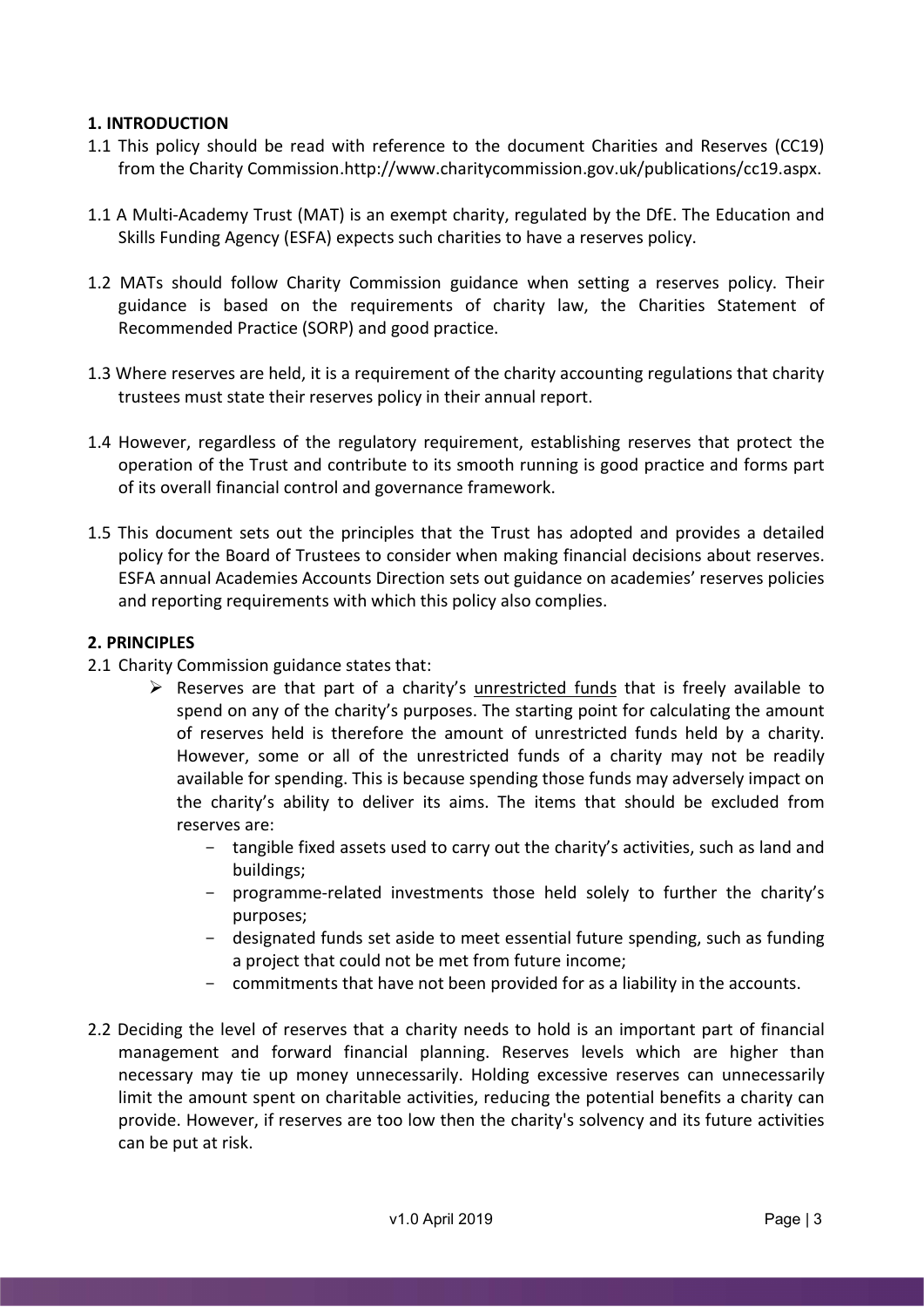## 1. INTRODUCTION

1.1 This policy should be read with reference to the document Charities and Reserves (CC19) from the Charity Commission.http://www.charitycommission.gov.uk/publications/cc19.aspx.

1.1 A Multi-Academy Trust (MAT) is an exempt charity, regulated by the DfE. The Education and Skills Funding Agency (ESFA) expects such charities to have a reserves policy.

1.2 MATs should follow Charity Commission guidance when setting a reserves policy. Their guidance is based on the requirements of charity law, the Charities Statement of Recommended Practice (SORP) and good practice.

1.3 Where reserves are held, it is a requirement of the charity accounting regulations that charity trustees must state their reserves policy in their annual report.

1.4 However, regardless of the regulatory requirement, establishing reserves that protect the operation of the Trust and contribute to its smooth running is good practice and forms part of its overall financial control and governance framework.

1.5 This document sets out the principles that the Trust has adopted and provides a detailed policy for the Board of Trustees to consider when making financial decisions about reserves. ESFA annual Academies Accounts Direction sets out guidance on academies' reserves policies and reporting requirements with which this policy also complies.

## 2. PRINCIPLES

2.1 Charity Commission guidance states that:

- Reserves are that part of a charity's unrestricted funds that is freely available to spend on any of the charity's purposes. The starting point for calculating the amount of reserves held is therefore the amount of unrestricted funds held by a charity. However, some or all of the unrestricted funds of a charity may not be readily available for spending. This is because spending those funds may adversely impact on the charity's ability to deliver its aims. The items that should be excluded from reserves are:
  - tangible fixed assets used to carry out the charity's activities, such as land and buildings;
  - programme-related investments those held solely to further the charity's purposes;
  - designated funds set aside to meet essential future spending, such as funding a project that could not be met from future income;
  - commitments that have not been provided for as a liability in the accounts.

2.2 Deciding the level of reserves that a charity needs to hold is an important part of financial management and forward financial planning. Reserves levels which are higher than necessary may tie up money unnecessarily. Holding excessive reserves can unnecessarily limit the amount spent on charitable activities, reducing the potential benefits a charity can provide. However, if reserves are too low then the charity's solvency and its future activities can be put at risk.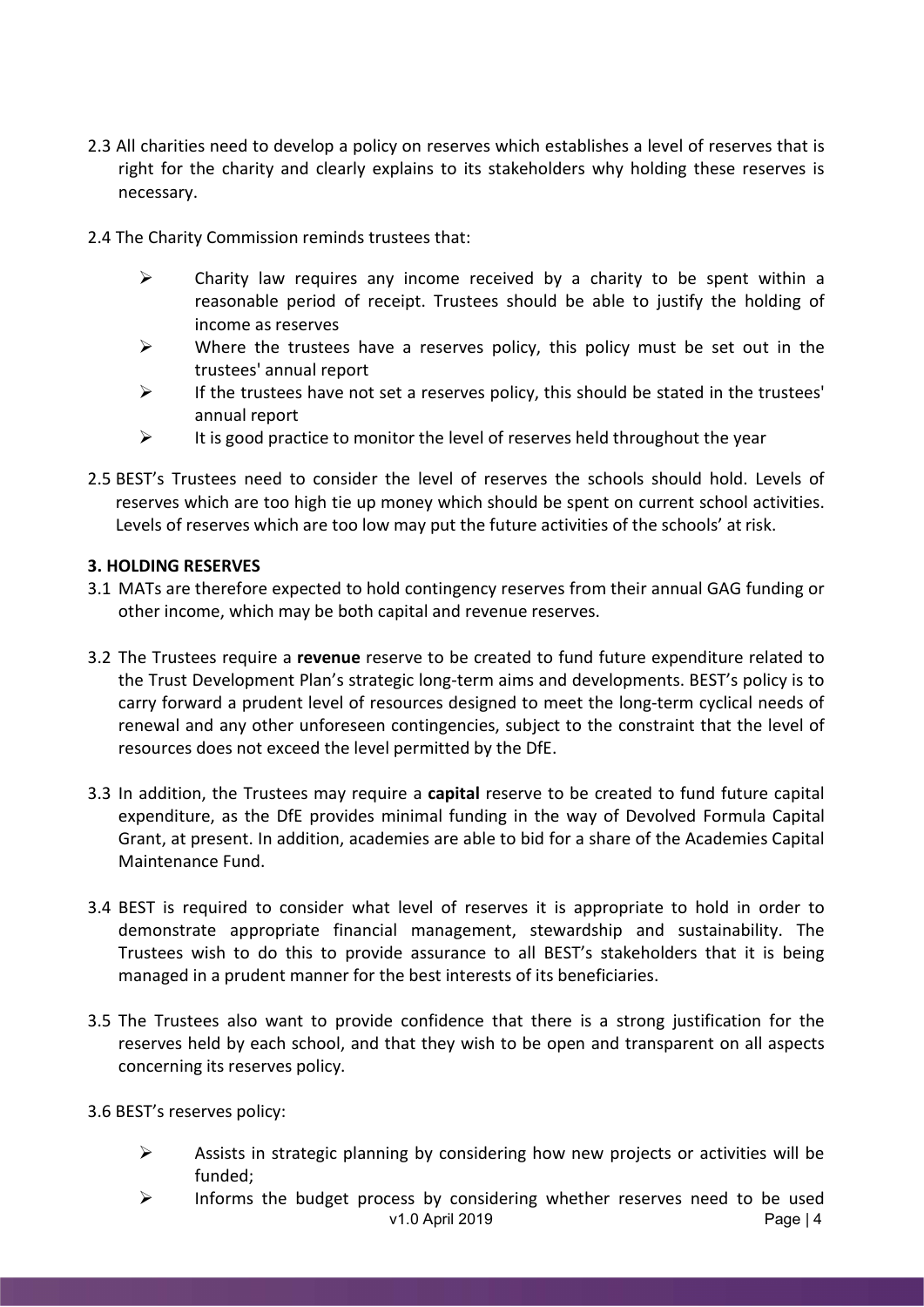2.3 All charities need to develop a policy on reserves which establishes a level of reserves that is right for the charity and clearly explains to its stakeholders why holding these reserves is necessary.

2.4 The Charity Commission reminds trustees that:

- Charity law requires any income received by a charity to be spent within a reasonable period of receipt. Trustees should be able to justify the holding of income as reserves
- Where the trustees have a reserves policy, this policy must be set out in the trustees' annual report
- If the trustees have not set a reserves policy, this should be stated in the trustees' annual report
- It is good practice to monitor the level of reserves held throughout the year

2.5 BEST's Trustees need to consider the level of reserves the schools should hold. Levels of reserves which are too high tie up money which should be spent on current school activities. Levels of reserves which are too low may put the future activities of the schools' at risk.

### 3. HOLDING RESERVES

3.1 MATs are therefore expected to hold contingency reserves from their annual GAG funding or other income, which may be both capital and revenue reserves.

3.2 The Trustees require a **revenue** reserve to be created to fund future expenditure related to the Trust Development Plan's strategic long-term aims and developments. BEST's policy is to carry forward a prudent level of resources designed to meet the long-term cyclical needs of renewal and any other unforeseen contingencies, subject to the constraint that the level of resources does not exceed the level permitted by the DfE.

3.3 In addition, the Trustees may require a **capital** reserve to be created to fund future capital expenditure, as the DfE provides minimal funding in the way of Devolved Formula Capital Grant, at present. In addition, academies are able to bid for a share of the Academies Capital Maintenance Fund.

3.4 BEST is required to consider what level of reserves it is appropriate to hold in order to demonstrate appropriate financial management, stewardship and sustainability. The Trustees wish to do this to provide assurance to all BEST's stakeholders that it is being managed in a prudent manner for the best interests of its beneficiaries.

3.5 The Trustees also want to provide confidence that there is a strong justification for the reserves held by each school, and that they wish to be open and transparent on all aspects concerning its reserves policy.

3.6 BEST's reserves policy:

- Assists in strategic planning by considering how new projects or activities will be funded;
- Informs the budget process by considering whether reserves need to be used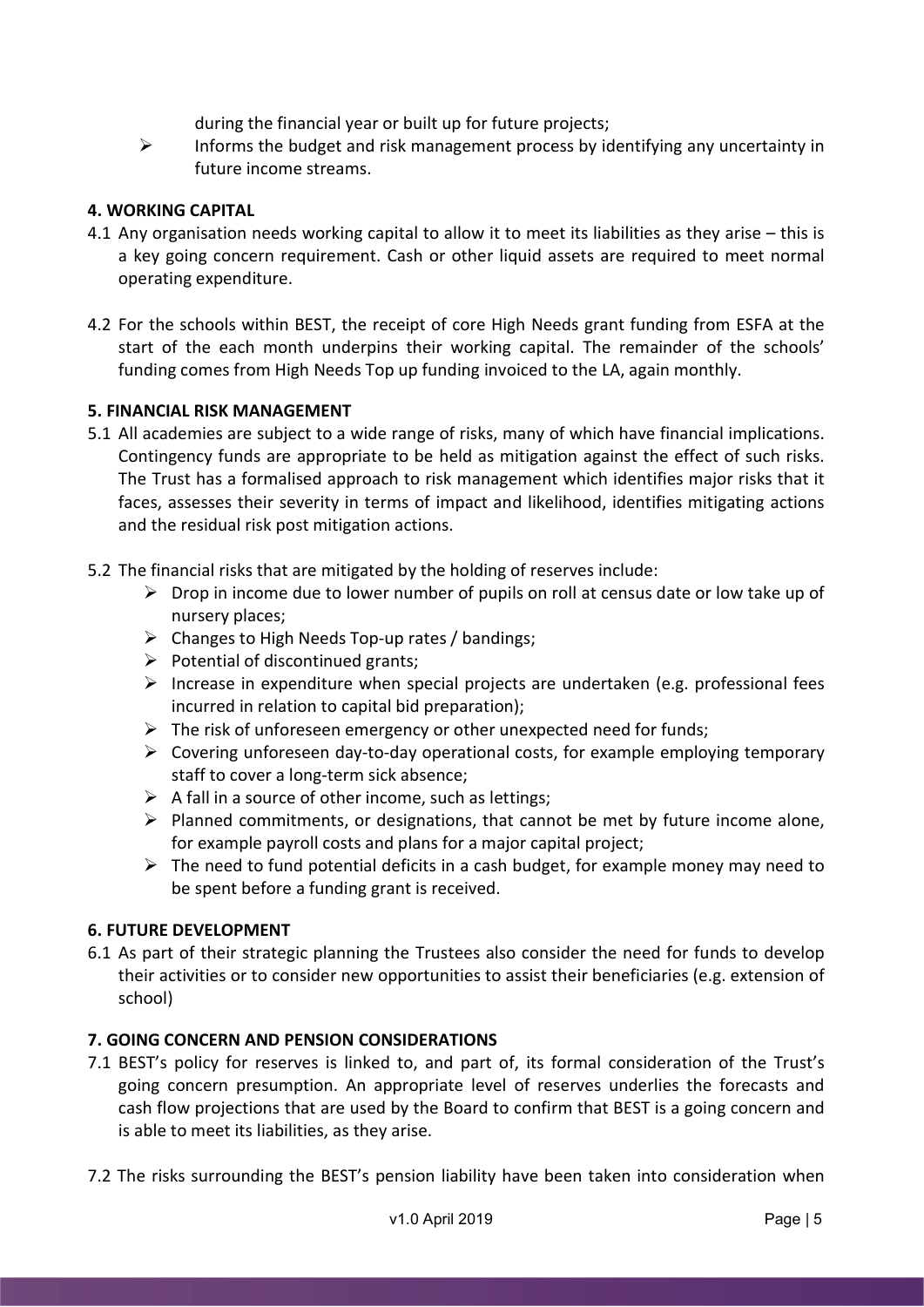during the financial year or built up for future projects;

- Informs the budget and risk management process by identifying any uncertainty in future income streams.

**4. WORKING CAPITAL**

4.1 Any organisation needs working capital to allow it to meet its liabilities as they arise – this is a key going concern requirement. Cash or other liquid assets are required to meet normal operating expenditure.

4.2 For the schools within BEST, the receipt of core High Needs grant funding from ESFA at the start of the each month underpins their working capital. The remainder of the schools' funding comes from High Needs Top up funding invoiced to the LA, again monthly.

**5. FINANCIAL RISK MANAGEMENT**

5.1 All academies are subject to a wide range of risks, many of which have financial implications. Contingency funds are appropriate to be held as mitigation against the effect of such risks. The Trust has a formalised approach to risk management which identifies major risks that it faces, assesses their severity in terms of impact and likelihood, identifies mitigating actions and the residual risk post mitigation actions.

5.2 The financial risks that are mitigated by the holding of reserves include:

- Drop in income due to lower number of pupils on roll at census date or low take up of nursery places;
- Changes to High Needs Top-up rates / bandings;
- Potential of discontinued grants;
- Increase in expenditure when special projects are undertaken (e.g. professional fees incurred in relation to capital bid preparation);
- The risk of unforeseen emergency or other unexpected need for funds;
- Covering unforeseen day-to-day operational costs, for example employing temporary staff to cover a long-term sick absence;
- A fall in a source of other income, such as lettings;
- Planned commitments, or designations, that cannot be met by future income alone, for example payroll costs and plans for a major capital project;
- The need to fund potential deficits in a cash budget, for example money may need to be spent before a funding grant is received.

**6. FUTURE DEVELOPMENT**

6.1 As part of their strategic planning the Trustees also consider the need for funds to develop their activities or to consider new opportunities to assist their beneficiaries (e.g. extension of school)

**7. GOING CONCERN AND PENSION CONSIDERATIONS**

7.1 BEST's policy for reserves is linked to, and part of, its formal consideration of the Trust's going concern presumption. An appropriate level of reserves underlies the forecasts and cash flow projections that are used by the Board to confirm that BEST is a going concern and is able to meet its liabilities, as they arise.

7.2 The risks surrounding the BEST's pension liability have been taken into consideration when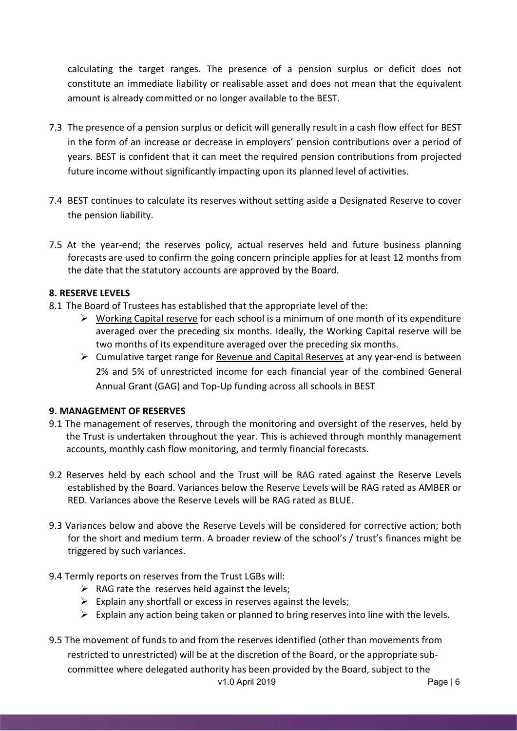calculating the target ranges. The presence of a pension surplus or deficit does not constitute an immediate liability or realisable asset and does not mean that the equivalent amount is already committed or no longer available to the BEST.

7.3 The presence of a pension surplus or deficit will generally result in a cash flow effect for BEST in the form of an increase or decrease in employers' pension contributions over a period of years. BEST is confident that it can meet the required pension contributions from projected future income without significantly impacting upon its planned level of activities.

7.4 BEST continues to calculate its reserves without setting aside a Designated Reserve to cover the pension liability.

7.5 At the year-end; the reserves policy, actual reserves held and future business planning forecasts are used to confirm the going concern principle applies for at least 12 months from the date that the statutory accounts are approved by the Board.

**8. RESERVE LEVELS**

8.1 The Board of Trustees has established that the appropriate level of the:

- Working Capital reserve for each school is a minimum of one month of its expenditure averaged over the preceding six months. Ideally, the Working Capital reserve will be two months of its expenditure averaged over the preceding six months.
- Cumulative target range for Revenue and Capital Reserves at any year-end is between 2% and 5% of unrestricted income for each financial year of the combined General Annual Grant (GAG) and Top-Up funding across all schools in BEST

**9. MANAGEMENT OF RESERVES**

9.1 The management of reserves, through the monitoring and oversight of the reserves, held by the Trust is undertaken throughout the year. This is achieved through monthly management accounts, monthly cash flow monitoring, and termly financial forecasts.

9.2 Reserves held by each school and the Trust will be RAG rated against the Reserve Levels established by the Board. Variances below the Reserve Levels will be RAG rated as AMBER or RED. Variances above the Reserve Levels will be RAG rated as BLUE.

9.3 Variances below and above the Reserve Levels will be considered for corrective action; both for the short and medium term. A broader review of the school's / trust's finances might be triggered by such variances.

9.4 Termly reports on reserves from the Trust LGBs will:

- RAG rate the reserves held against the levels;
- Explain any shortfall or excess in reserves against the levels;
- Explain any action being taken or planned to bring reserves into line with the levels.

9.5 The movement of funds to and from the reserves identified (other than movements from restricted to unrestricted) will be at the discretion of the Board, or the appropriate sub-committee where delegated authority has been provided by the Board, subject to the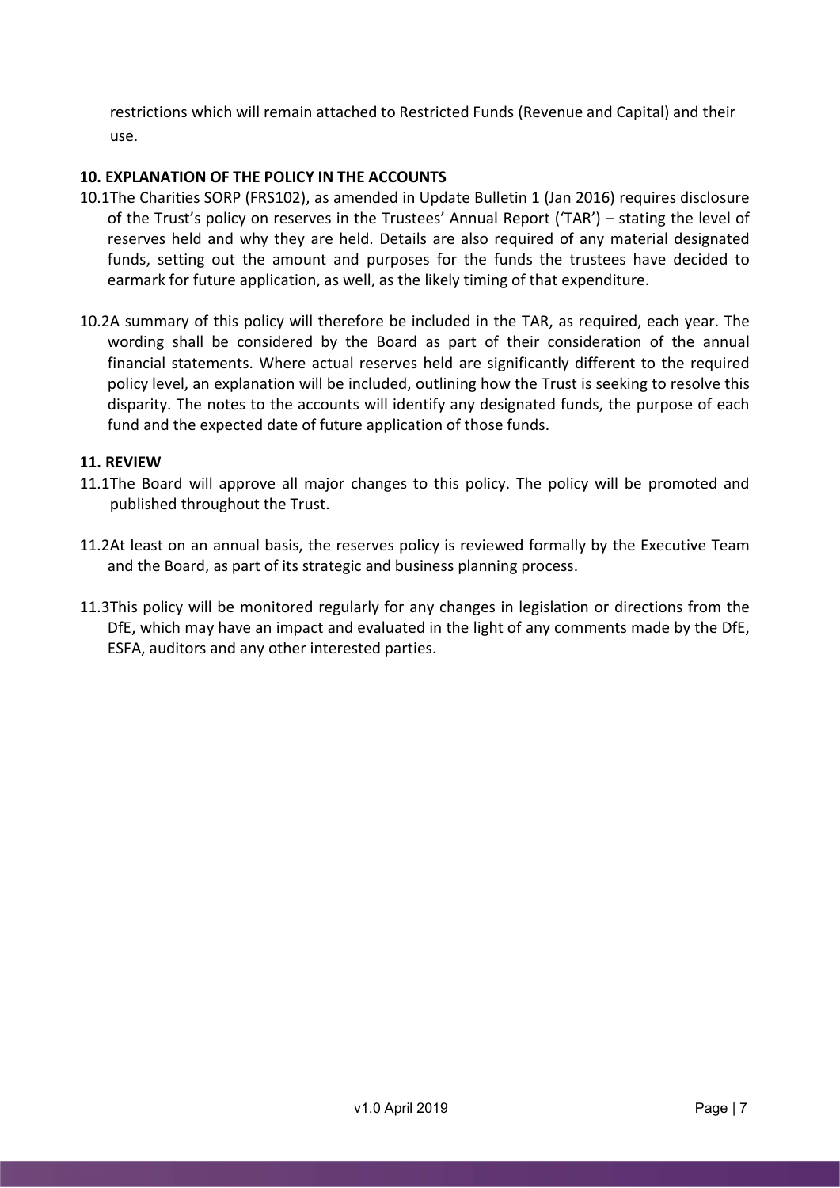restrictions which will remain attached to Restricted Funds (Revenue and Capital) and their use.

**10. EXPLANATION OF THE POLICY IN THE ACCOUNTS**

10.1 The Charities SORP (FRS102), as amended in Update Bulletin 1 (Jan 2016) requires disclosure of the Trust's policy on reserves in the Trustees' Annual Report ('TAR') – stating the level of reserves held and why they are held. Details are also required of any material designated funds, setting out the amount and purposes for the funds the trustees have decided to earmark for future application, as well, as the likely timing of that expenditure.

10.2 A summary of this policy will therefore be included in the TAR, as required, each year. The wording shall be considered by the Board as part of their consideration of the annual financial statements. Where actual reserves held are significantly different to the required policy level, an explanation will be included, outlining how the Trust is seeking to resolve this disparity. The notes to the accounts will identify any designated funds, the purpose of each fund and the expected date of future application of those funds.

**11. REVIEW**

11.1 The Board will approve all major changes to this policy. The policy will be promoted and published throughout the Trust.

11.2 At least on an annual basis, the reserves policy is reviewed formally by the Executive Team and the Board, as part of its strategic and business planning process.

11.3 This policy will be monitored regularly for any changes in legislation or directions from the DfE, which may have an impact and evaluated in the light of any comments made by the DfE, ESFA, auditors and any other interested parties.